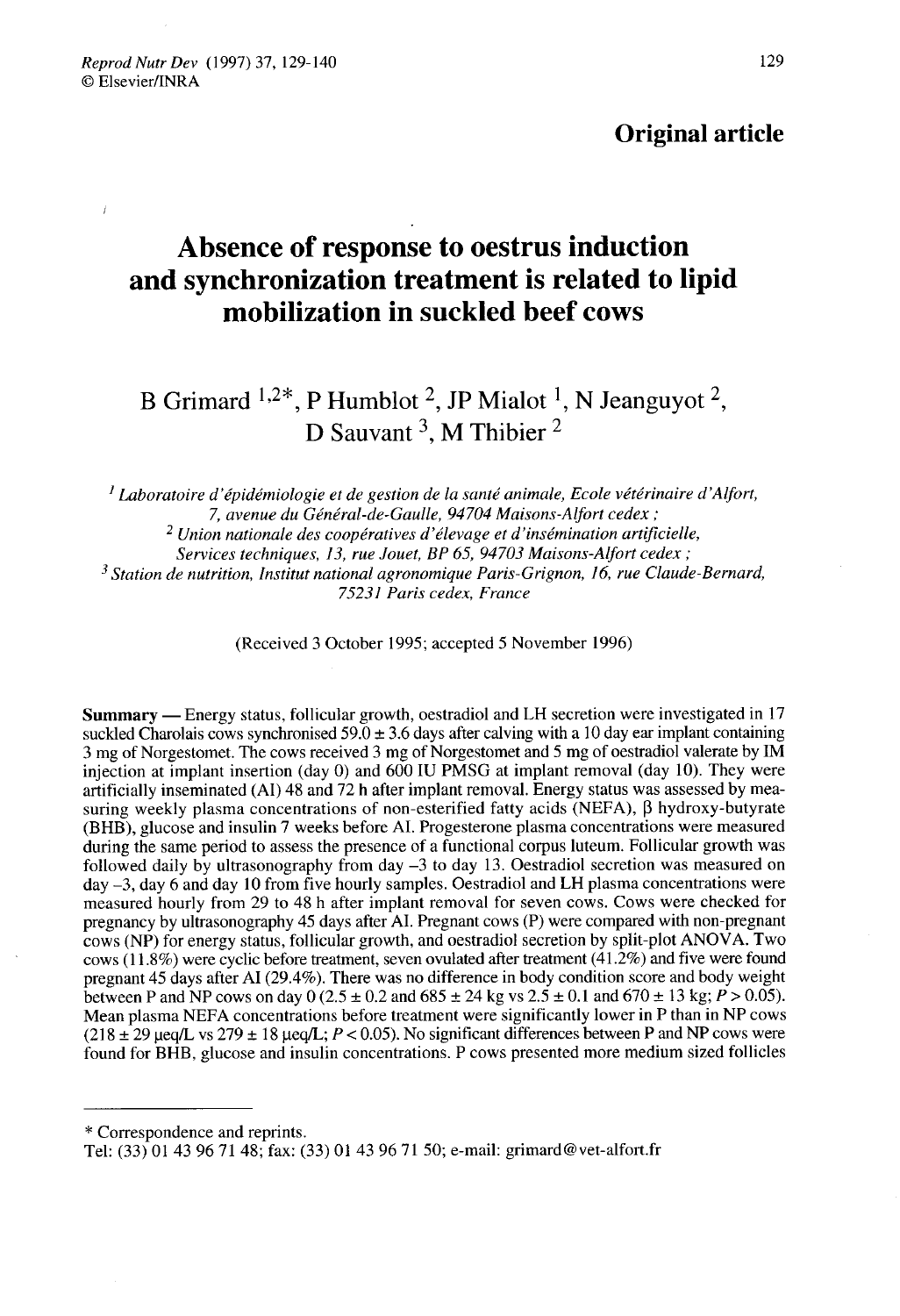Reprod Nutr Dev (1997) 37, 129-140
© Elsevier/INRA

**Original article**

# Absence of response to oestrus induction and synchronization treatment is related to lipid mobilization in suckled beef cows

B Grimard [1,2*], P Humblot [2], JP Mialot [1], N Jeanguyot [2], D Sauvant [3], M Thibier [2]

[1] *Laboratoire d'épidémiologie et de gestion de la santé animale, Ecole vétérinaire d'Alfort, 7, avenue du Général-de-Gaulle, 94704 Maisons-Alfort cedex ;*
[2] *Union nationale des coopératives d'élevage et d'insémination artificielle, Services techniques, 13, rue Jouet, BP 65, 94703 Maisons-Alfort cedex ;*
[3] *Station de nutrition, Institut national agronomique Paris-Grignon, 16, rue Claude-Bernard, 75231 Paris cedex, France*

(Received 3 October 1995; accepted 5 November 1996)

**Summary** — Energy status, follicular growth, oestradiol and LH secretion were investigated in 17 suckled Charolais cows synchronised 59.0 ± 3.6 days after calving with a 10 day ear implant containing 3 mg of Norgestomet. The cows received 3 mg of Norgestomet and 5 mg of oestradiol valerate by IM injection at implant insertion (day 0) and 600 IU PMSG at implant removal (day 10). They were artificially inseminated (AI) 48 and 72 h after implant removal. Energy status was assessed by measuring weekly plasma concentrations of non-esterified fatty acids (NEFA), β hydroxy-butyrate (BHB), glucose and insulin 7 weeks before AI. Progesterone plasma concentrations were measured during the same period to assess the presence of a functional corpus luteum. Follicular growth was followed daily by ultrasonography from day –3 to day 13. Oestradiol secretion was measured on day –3, day 6 and day 10 from five hourly samples. Oestradiol and LH plasma concentrations were measured hourly from 29 to 48 h after implant removal for seven cows. Cows were checked for pregnancy by ultrasonography 45 days after AI. Pregnant cows (P) were compared with non-pregnant cows (NP) for energy status, follicular growth, and oestradiol secretion by split-plot ANOVA. Two cows (11.8%) were cyclic before treatment, seven ovulated after treatment (41.2%) and five were found pregnant 45 days after AI (29.4%). There was no difference in body condition score and body weight between P and NP cows on day 0 (2.5 ± 0.2 and 685 ± 24 kg vs 2.5 ± 0.1 and 670 ± 13 kg; $P > 0.05$). Mean plasma NEFA concentrations before treatment were significantly lower in P than in NP cows (218 ± 29 μeq/L vs 279 ± 18 μeq/L; $P < 0.05$). No significant differences between P and NP cows were found for BHB, glucose and insulin concentrations. P cows presented more medium sized follicles

---

\* Correspondence and reprints.
Tel: (33) 01 43 96 71 48; fax: (33) 01 43 96 71 50; e-mail: grimard@vet-alfort.fr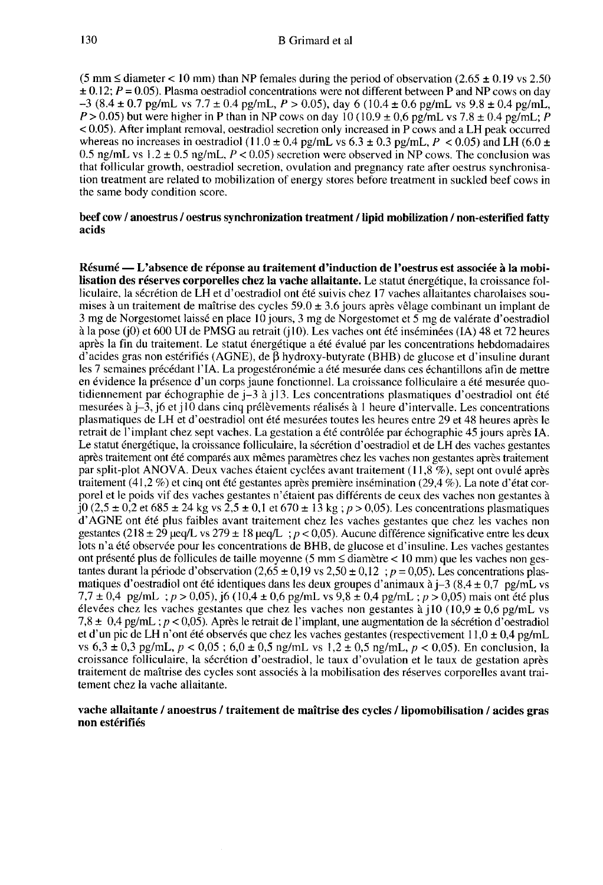(5 mm ≤ diameter < 10 mm) than NP females during the period of observation (2.65 ± 0.19 vs 2.50 ± 0.12; $P = 0.05$). Plasma oestradiol concentrations were not different between P and NP cows on day −3 (8.4 ± 0.7 pg/mL vs 7.7 ± 0.4 pg/mL, $P > 0.05$), day 6 (10.4 ± 0.6 pg/mL vs 9.8 ± 0.4 pg/mL, $P > 0.05$) but were higher in P than in NP cows on day 10 (10.9 ± 0,6 pg/mL vs 7.8 ± 0.4 pg/mL; $P < 0.05$). After implant removal, oestradiol secretion only increased in P cows and a LH peak occurred whereas no increases in oestradiol (11.0 ± 0.4 pg/mL vs 6.3 ± 0.3 pg/mL, $P < 0.05$) and LH (6.0 ± 0.5 ng/mL vs 1.2 ± 0.5 ng/mL, $P < 0.05$) secretion were observed in NP cows. The conclusion was that follicular growth, oestradiol secretion, ovulation and pregnancy rate after oestrus synchronisation treatment are related to mobilization of energy stores before treatment in suckled beef cows in the same body condition score.

**beef cow / anoestrus / oestrus synchronization treatment / lipid mobilization / non-esterified fatty acids**

**Résumé — L'absence de réponse au traitement d'induction de l'oestrus est associée à la mobilisation des réserves corporelles chez la vache allaitante.** Le statut énergétique, la croissance folliculaire, la sécrétion de LH et d'oestradiol ont été suivis chez 17 vaches allaitantes charolaises soumises à un traitement de maîtrise des cycles 59.0 ± 3.6 jours après vêlage combinant un implant de 3 mg de Norgestomet laissé en place 10 jours, 3 mg de Norgestomet et 5 mg de valérate d'oestradiol à la pose (j0) et 600 UI de PMSG au retrait (j10). Les vaches ont été inséminées (IA) 48 et 72 heures après la fin du traitement. Le statut énergétique a été évalué par les concentrations hebdomadaires d'acides gras non estérifiés (AGNE), de β hydroxy-butyrate (BHB) de glucose et d'insuline durant les 7 semaines précédant l'IA. La progestéronémie a été mesurée dans ces échantillons afin de mettre en évidence la présence d'un corps jaune fonctionnel. La croissance folliculaire a été mesurée quotidiennement par échographie de j–3 à j13. Les concentrations plasmatiques d'oestradiol ont été mesurées à j–3, j6 et j10 dans cinq prélèvements réalisés à 1 heure d'intervalle. Les concentrations plasmatiques de LH et d'oestradiol ont été mesurées toutes les heures entre 29 et 48 heures après le retrait de l'implant chez sept vaches. La gestation a été contrôlée par échographie 45 jours après IA. Le statut énergétique, la croissance folliculaire, la sécrétion d'oestradiol et de LH des vaches gestantes après traitement ont été comparés aux mêmes paramètres chez les vaches non gestantes après traitement par split-plot ANOVA. Deux vaches étaient cyclées avant traitement (11,8 %), sept ont ovulé après traitement (41,2 %) et cinq ont été gestantes après première insémination (29,4 %). La note d'état corporel et le poids vif des vaches gestantes n'étaient pas différents de ceux des vaches non gestantes à j0 (2,5 ± 0,2 et 685 ± 24 kg vs 2,5 ± 0,1 et 670 ± 13 kg ; $p > 0{,}05$). Les concentrations plasmatiques d'AGNE ont été plus faibles avant traitement chez les vaches gestantes que chez les vaches non gestantes (218 ± 29 μeq/L vs 279 ± 18 μeq/L ; $p < 0{,}05$). Aucune différence significative entre les deux lots n'a été observée pour les concentrations de BHB, de glucose et d'insuline. Les vaches gestantes ont présenté plus de follicules de taille moyenne (5 mm ≤ diamètre < 10 mm) que les vaches non gestantes durant la période d'observation (2,65 ± 0,19 vs 2,50 ± 0,12 ; $p = 0{,}05$). Les concentrations plasmatiques d'oestradiol ont été identiques dans les deux groupes d'animaux à j–3 (8,4 ± 0,7 pg/mL vs 7,7 ± 0,4 pg/mL ; $p > 0{,}05$), j6 (10,4 ± 0,6 pg/mL vs 9,8 ± 0,4 pg/mL ; $p > 0{,}05$) mais ont été plus élevées chez les vaches gestantes que chez les vaches non gestantes à j10 (10,9 ± 0,6 pg/mL vs 7,8 ± 0,4 pg/mL ; $p < 0{,}05$). Après le retrait de l'implant, une augmentation de la sécrétion d'oestradiol et d'un pic de LH n'ont été observés que chez les vaches gestantes (respectivement 11,0 ± 0,4 pg/mL vs 6,3 ± 0,3 pg/mL, $p < 0{,}05$ ; 6,0 ± 0,5 ng/mL vs 1,2 ± 0,5 ng/mL, $p < 0{,}05$). En conclusion, la croissance folliculaire, la sécrétion d'oestradiol, le taux d'ovulation et le taux de gestation après traitement de maîtrise des cycles sont associés à la mobilisation des réserves corporelles avant traitement chez la vache allaitante.

**vache allaitante / anoestrus / traitement de maîtrise des cycles / lipomobilisation / acides gras non estérifiés**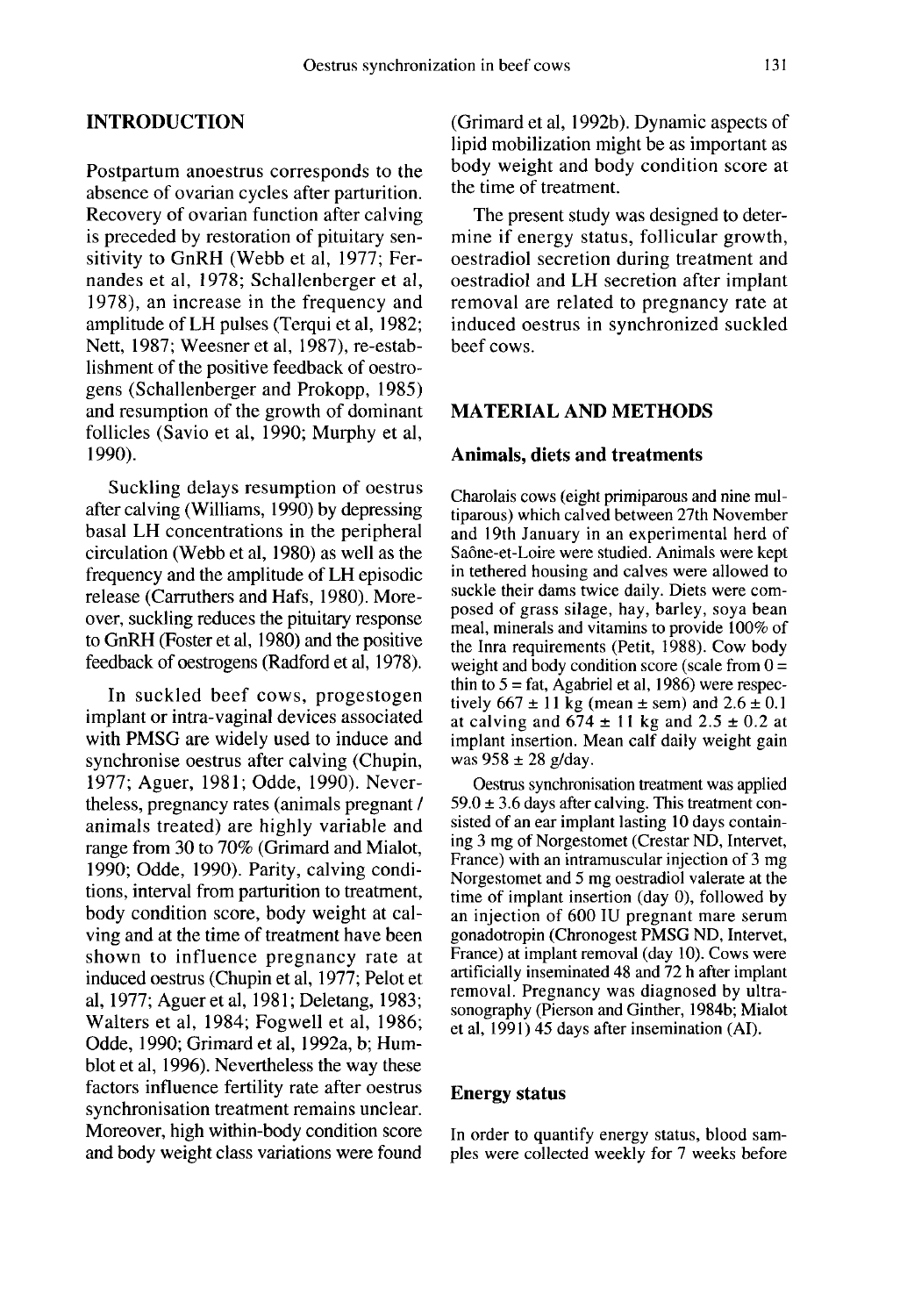## INTRODUCTION

Postpartum anoestrus corresponds to the absence of ovarian cycles after parturition. Recovery of ovarian function after calving is preceded by restoration of pituitary sensitivity to GnRH (Webb et al, 1977; Fernandes et al, 1978; Schallenberger et al, 1978), an increase in the frequency and amplitude of LH pulses (Terqui et al, 1982; Nett, 1987; Weesner et al, 1987), re-establishment of the positive feedback of oestrogens (Schallenberger and Prokopp, 1985) and resumption of the growth of dominant follicles (Savio et al, 1990; Murphy et al, 1990).

Suckling delays resumption of oestrus after calving (Williams, 1990) by depressing basal LH concentrations in the peripheral circulation (Webb et al, 1980) as well as the frequency and the amplitude of LH episodic release (Carruthers and Hafs, 1980). Moreover, suckling reduces the pituitary response to GnRH (Foster et al, 1980) and the positive feedback of oestrogens (Radford et al, 1978).

In suckled beef cows, progestogen implant or intra-vaginal devices associated with PMSG are widely used to induce and synchronise oestrus after calving (Chupin, 1977; Aguer, 1981; Odde, 1990). Nevertheless, pregnancy rates (animals pregnant / animals treated) are highly variable and range from 30 to 70% (Grimard and Mialot, 1990; Odde, 1990). Parity, calving conditions, interval from parturition to treatment, body condition score, body weight at calving and at the time of treatment have been shown to influence pregnancy rate at induced oestrus (Chupin et al, 1977; Pelot et al, 1977; Aguer et al, 1981; Deletang, 1983; Walters et al, 1984; Fogwell et al, 1986; Odde, 1990; Grimard et al, 1992a, b; Humblot et al, 1996). Nevertheless the way these factors influence fertility rate after oestrus synchronisation treatment remains unclear. Moreover, high within-body condition score and body weight class variations were found (Grimard et al, 1992b). Dynamic aspects of lipid mobilization might be as important as body weight and body condition score at the time of treatment.

The present study was designed to determine if energy status, follicular growth, oestradiol secretion during treatment and oestradiol and LH secretion after implant removal are related to pregnancy rate at induced oestrus in synchronized suckled beef cows.

## MATERIAL AND METHODS

### Animals, diets and treatments

Charolais cows (eight primiparous and nine multiparous) which calved between 27th November and 19th January in an experimental herd of Saône-et-Loire were studied. Animals were kept in tethered housing and calves were allowed to suckle their dams twice daily. Diets were composed of grass silage, hay, barley, soya bean meal, minerals and vitamins to provide 100% of the Inra requirements (Petit, 1988). Cow body weight and body condition score (scale from 0 = thin to 5 = fat, Agabriel et al, 1986) were respectively 667 ± 11 kg (mean ± sem) and 2.6 ± 0.1 at calving and 674 ± 11 kg and 2.5 ± 0.2 at implant insertion. Mean calf daily weight gain was 958 ± 28 g/day.

Oestrus synchronisation treatment was applied 59.0 ± 3.6 days after calving. This treatment consisted of an ear implant lasting 10 days containing 3 mg of Norgestomet (Crestar ND, Intervet, France) with an intramuscular injection of 3 mg Norgestomet and 5 mg oestradiol valerate at the time of implant insertion (day 0), followed by an injection of 600 IU pregnant mare serum gonadotropin (Chronogest PMSG ND, Intervet, France) at implant removal (day 10). Cows were artificially inseminated 48 and 72 h after implant removal. Pregnancy was diagnosed by ultrasonography (Pierson and Ginther, 1984b; Mialot et al, 1991) 45 days after insemination (AI).

### Energy status

In order to quantify energy status, blood samples were collected weekly for 7 weeks before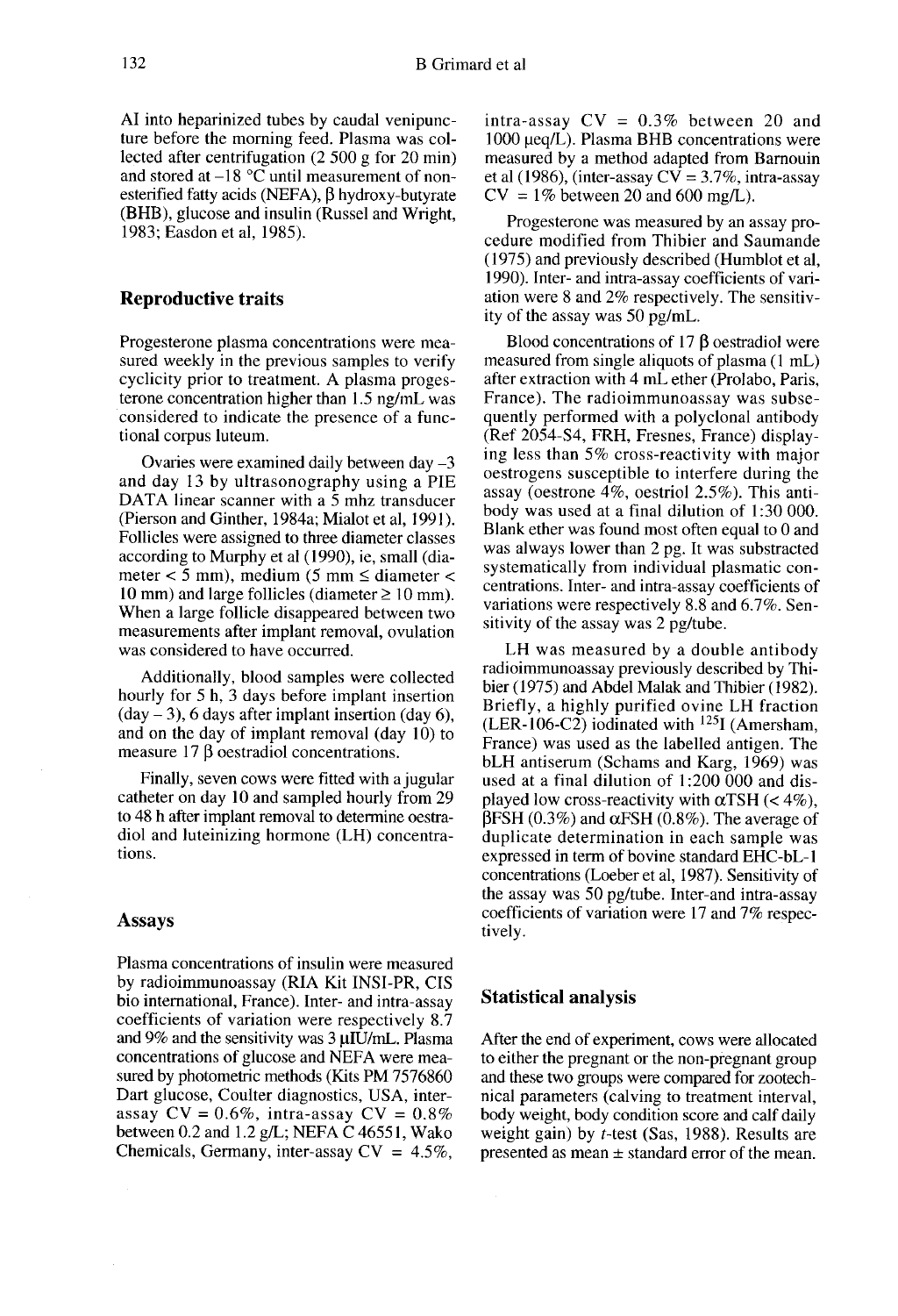AI into heparinized tubes by caudal venipuncture before the morning feed. Plasma was collected after centrifugation (2 500 g for 20 min) and stored at –18 °C until measurement of non-esterified fatty acids (NEFA), β hydroxy-butyrate (BHB), glucose and insulin (Russel and Wright, 1983; Easdon et al, 1985).

## Reproductive traits

Progesterone plasma concentrations were measured weekly in the previous samples to verify cyclicity prior to treatment. A plasma progesterone concentration higher than 1.5 ng/mL was considered to indicate the presence of a functional corpus luteum.

Ovaries were examined daily between day –3 and day 13 by ultrasonography using a PIE DATA linear scanner with a 5 mhz transducer (Pierson and Ginther, 1984a; Mialot et al, 1991). Follicles were assigned to three diameter classes according to Murphy et al (1990), ie, small (diameter < 5 mm), medium (5 mm ≤ diameter < 10 mm) and large follicles (diameter ≥ 10 mm). When a large follicle disappeared between two measurements after implant removal, ovulation was considered to have occurred.

Additionally, blood samples were collected hourly for 5 h, 3 days before implant insertion (day – 3), 6 days after implant insertion (day 6), and on the day of implant removal (day 10) to measure 17 β oestradiol concentrations.

Finally, seven cows were fitted with a jugular catheter on day 10 and sampled hourly from 29 to 48 h after implant removal to determine oestradiol and luteinizing hormone (LH) concentrations.

## Assays

Plasma concentrations of insulin were measured by radioimmunoassay (RIA Kit INSI-PR, CIS bio international, France). Inter- and intra-assay coefficients of variation were respectively 8.7 and 9% and the sensitivity was 3 μIU/mL. Plasma concentrations of glucose and NEFA were measured by photometric methods (Kits PM 7576860 Dart glucose, Coulter diagnostics, USA, inter-assay CV = 0.6%, intra-assay CV = 0.8% between 0.2 and 1.2 g/L; NEFA C 46551, Wako Chemicals, Germany, inter-assay CV = 4.5%, intra-assay CV = 0.3% between 20 and 1000 μeq/L). Plasma BHB concentrations were measured by a method adapted from Barnouin et al (1986), (inter-assay CV = 3.7%, intra-assay CV = 1% between 20 and 600 mg/L).

Progesterone was measured by an assay procedure modified from Thibier and Saumande (1975) and previously described (Humblot et al, 1990). Inter- and intra-assay coefficients of variation were 8 and 2% respectively. The sensitivity of the assay was 50 pg/mL.

Blood concentrations of 17 β oestradiol were measured from single aliquots of plasma (1 mL) after extraction with 4 mL ether (Prolabo, Paris, France). The radioimmunoassay was subsequently performed with a polyclonal antibody (Ref 2054-S4, FRH, Fresnes, France) displaying less than 5% cross-reactivity with major oestrogens susceptible to interfere during the assay (oestrone 4%, oestriol 2.5%). This antibody was used at a final dilution of 1:30 000. Blank ether was found most often equal to 0 and was always lower than 2 pg. It was substracted systematically from individual plasmatic concentrations. Inter- and intra-assay coefficients of variations were respectively 8.8 and 6.7%. Sensitivity of the assay was 2 pg/tube.

LH was measured by a double antibody radioimmunoassay previously described by Thibier (1975) and Abdel Malak and Thibier (1982). Briefly, a highly purified ovine LH fraction (LER-106-C2) iodinated with $^{125}I$ (Amersham, France) was used as the labelled antigen. The bLH antiserum (Schams and Karg, 1969) was used at a final dilution of 1:200 000 and displayed low cross-reactivity with αTSH (< 4%), βFSH (0.3%) and αFSH (0.8%). The average of duplicate determination in each sample was expressed in term of bovine standard EHC-bL-1 concentrations (Loeber et al, 1987). Sensitivity of the assay was 50 pg/tube. Inter-and intra-assay coefficients of variation were 17 and 7% respectively.

## Statistical analysis

After the end of experiment, cows were allocated to either the pregnant or the non-pregnant group and these two groups were compared for zootechnical parameters (calving to treatment interval, body weight, body condition score and calf daily weight gain) by $t$-test (Sas, 1988). Results are presented as mean ± standard error of the mean.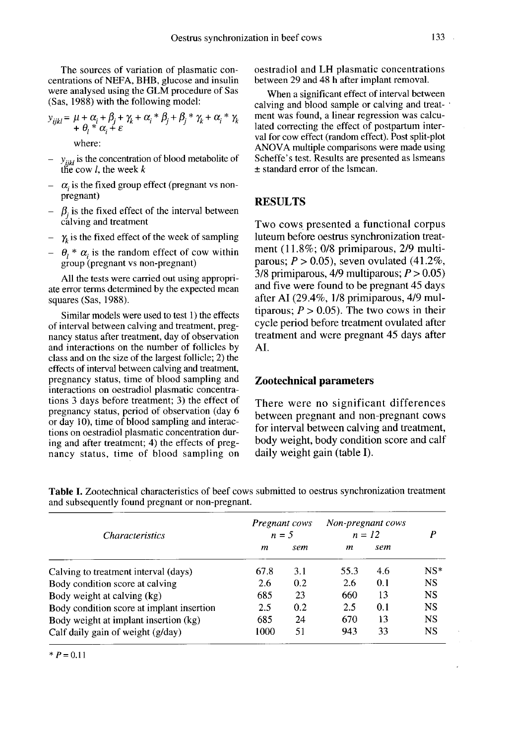The sources of variation of plasmatic concentrations of NEFA, BHB, glucose and insulin were analysed using the GLM procedure of Sas (Sas, 1988) with the following model:

$$y_{ijkl} = \mu + \alpha_i + \beta_j + \gamma_k + \alpha_i * \beta_j + \beta_j * \gamma_k + \alpha_i * \gamma_k + \theta_l * \alpha_i + \varepsilon$$

where:

- $y_{ijkl}$ is the concentration of blood metabolite of the cow $l$, the week $k$
- $\alpha_i$ is the fixed group effect (pregnant vs non-pregnant)
- $\beta_j$ is the fixed effect of the interval between calving and treatment
- $\gamma_k$ is the fixed effect of the week of sampling
- $\theta_l * \alpha_i$ is the random effect of cow within group (pregnant vs non-pregnant)

All the tests were carried out using appropriate error terms determined by the expected mean squares (Sas, 1988).

Similar models were used to test 1) the effects of interval between calving and treatment, pregnancy status after treatment, day of observation and interactions on the number of follicles by class and on the size of the largest follicle; 2) the effects of interval between calving and treatment, pregnancy status, time of blood sampling and interactions on oestradiol plasmatic concentrations 3 days before treatment; 3) the effect of pregnancy status, period of observation (day 6 or day 10), time of blood sampling and interactions on oestradiol plasmatic concentration during and after treatment; 4) the effects of pregnancy status, time of blood sampling on oestradiol and LH plasmatic concentrations between 29 and 48 h after implant removal.

When a significant effect of interval between calving and blood sample or calving and treatment was found, a linear regression was calculated correcting the effect of postpartum interval for cow effect (random effect). Post split-plot ANOVA multiple comparisons were made using Scheffe's test. Results are presented as lsmeans ± standard error of the lsmean.

## RESULTS

Two cows presented a functional corpus luteum before oestrus synchronization treatment (11.8%; 0/8 primiparous, 2/9 multiparous; $P > 0.05$), seven ovulated (41.2%, 3/8 primiparous, 4/9 multiparous; $P > 0.05$) and five were found to be pregnant 45 days after AI (29.4%, 1/8 primiparous, 4/9 multiparous; $P > 0.05$). The two cows in their cycle period before treatment ovulated after treatment and were pregnant 45 days after AI.

### Zootechnical parameters

There were no significant differences between pregnant and non-pregnant cows for interval between calving and treatment, body weight, body condition score and calf daily weight gain (table I).

**Table I.** Zootechnical characteristics of beef cows submitted to oestrus synchronization treatment and subsequently found pregnant or non-pregnant.

| *Characteristics* | *Pregnant cows* $n = 5$ | | *Non-pregnant cows* $n = 12$ | | *P* |
|---|---|---|---|---|---|
| | *m* | *sem* | *m* | *sem* | |
| Calving to treatment interval (days) | 67.8 | 3.1 | 55.3 | 4.6 | NS* |
| Body condition score at calving | 2.6 | 0.2 | 2.6 | 0.1 | NS |
| Body weight at calving (kg) | 685 | 23 | 660 | 13 | NS |
| Body condition score at implant insertion | 2.5 | 0.2 | 2.5 | 0.1 | NS |
| Body weight at implant insertion (kg) | 685 | 24 | 670 | 13 | NS |
| Calf daily gain of weight (g/day) | 1000 | 51 | 943 | 33 | NS |

\* $P = 0.11$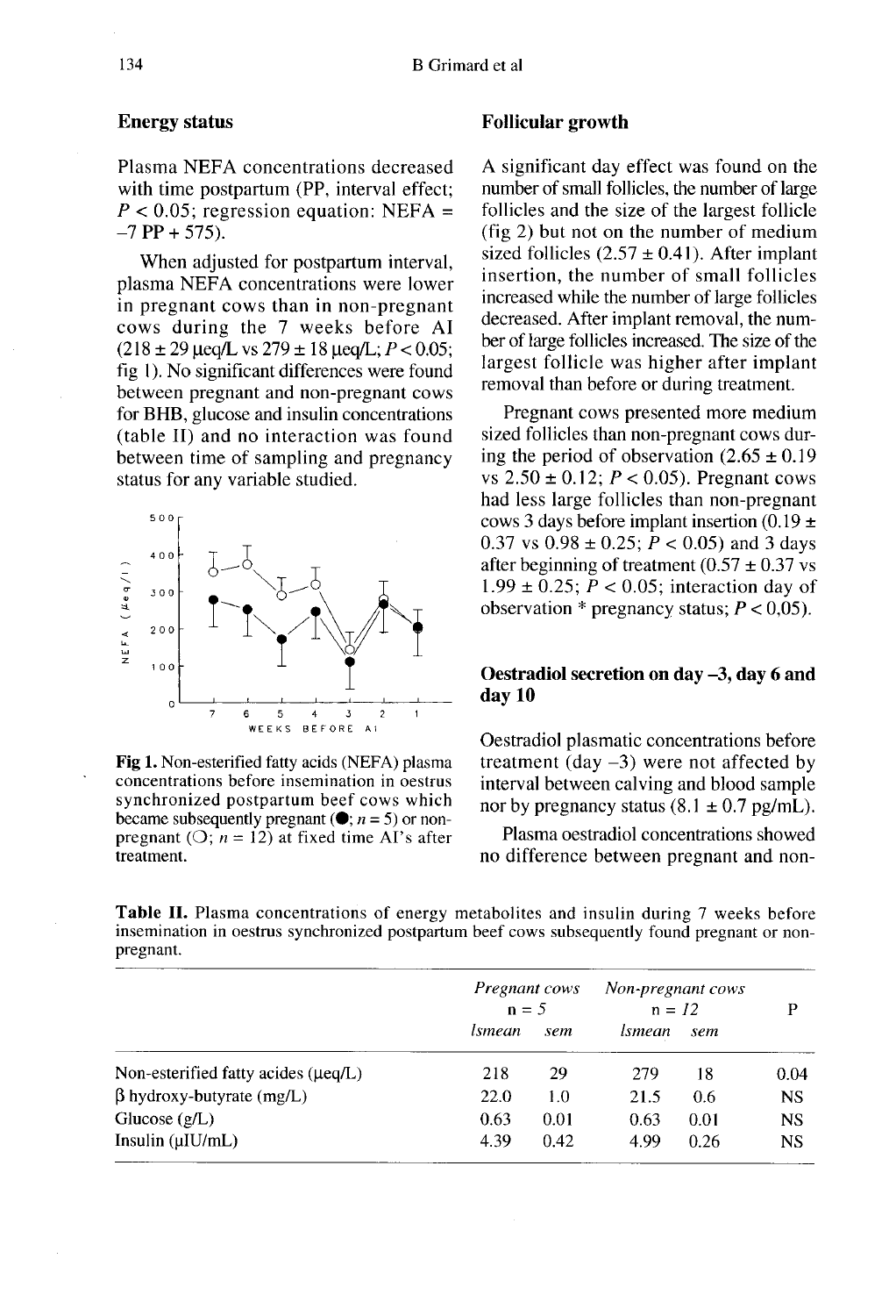## Energy status

Plasma NEFA concentrations decreased with time postpartum (PP, interval effect; $P < 0.05$; regression equation: NEFA = $-7$ PP + 575).

When adjusted for postpartum interval, plasma NEFA concentrations were lower in pregnant cows than in non-pregnant cows during the 7 weeks before AI ($218 \pm 29$ μeq/L vs $279 \pm 18$ μeq/L; $P < 0.05$; fig 1). No significant differences were found between pregnant and non-pregnant cows for BHB, glucose and insulin concentrations (table II) and no interaction was found between time of sampling and pregnancy status for any variable studied.

500
400
300
200
100
0

NEFA (μeq/l)

7 6 5 4 3 2 1

WEEKS BEFORE AI

**Fig 1.** Non-esterified fatty acids (NEFA) plasma concentrations before insemination in oestrus synchronized postpartum beef cows which became subsequently pregnant (●; $n = 5$) or non-pregnant (○; $n = 12$) at fixed time AI's after treatment.

## Follicular growth

A significant day effect was found on the number of small follicles, the number of large follicles and the size of the largest follicle (fig 2) but not on the number of medium sized follicles ($2.57 \pm 0.41$). After implant insertion, the number of small follicles increased while the number of large follicles decreased. After implant removal, the number of large follicles increased. The size of the largest follicle was higher after implant removal than before or during treatment.

Pregnant cows presented more medium sized follicles than non-pregnant cows during the period of observation ($2.65 \pm 0.19$ vs $2.50 \pm 0.12$; $P < 0.05$). Pregnant cows had less large follicles than non-pregnant cows 3 days before implant insertion ($0.19 \pm 0.37$ vs $0.98 \pm 0.25$; $P < 0.05$) and 3 days after beginning of treatment ($0.57 \pm 0.37$ vs $1.99 \pm 0.25$; $P < 0.05$; interaction day of observation * pregnancy status; $P < 0{,}05$).

## Oestradiol secretion on day −3, day 6 and day 10

Oestradiol plasmatic concentrations before treatment (day −3) were not affected by interval between calving and blood sample nor by pregnancy status ($8.1 \pm 0.7$ pg/mL).

Plasma oestradiol concentrations showed no difference between pregnant and non-

**Table II.** Plasma concentrations of energy metabolites and insulin during 7 weeks before insemination in oestrus synchronized postpartum beef cows subsequently found pregnant or non-pregnant.

| | *Pregnant cows* n = *5* | | *Non-pregnant cows* n = *12* | | P |
|---|---|---|---|---|---|
| | *lsmean* | *sem* | *lsmean* | *sem* | |
| Non-esterified fatty acides (μeq/L) | 218 | 29 | 279 | 18 | 0.04 |
| β hydroxy-butyrate (mg/L) | 22.0 | 1.0 | 21.5 | 0.6 | NS |
| Glucose (g/L) | 0.63 | 0.01 | 0.63 | 0.01 | NS |
| Insulin (μIU/mL) | 4.39 | 0.42 | 4.99 | 0.26 | NS |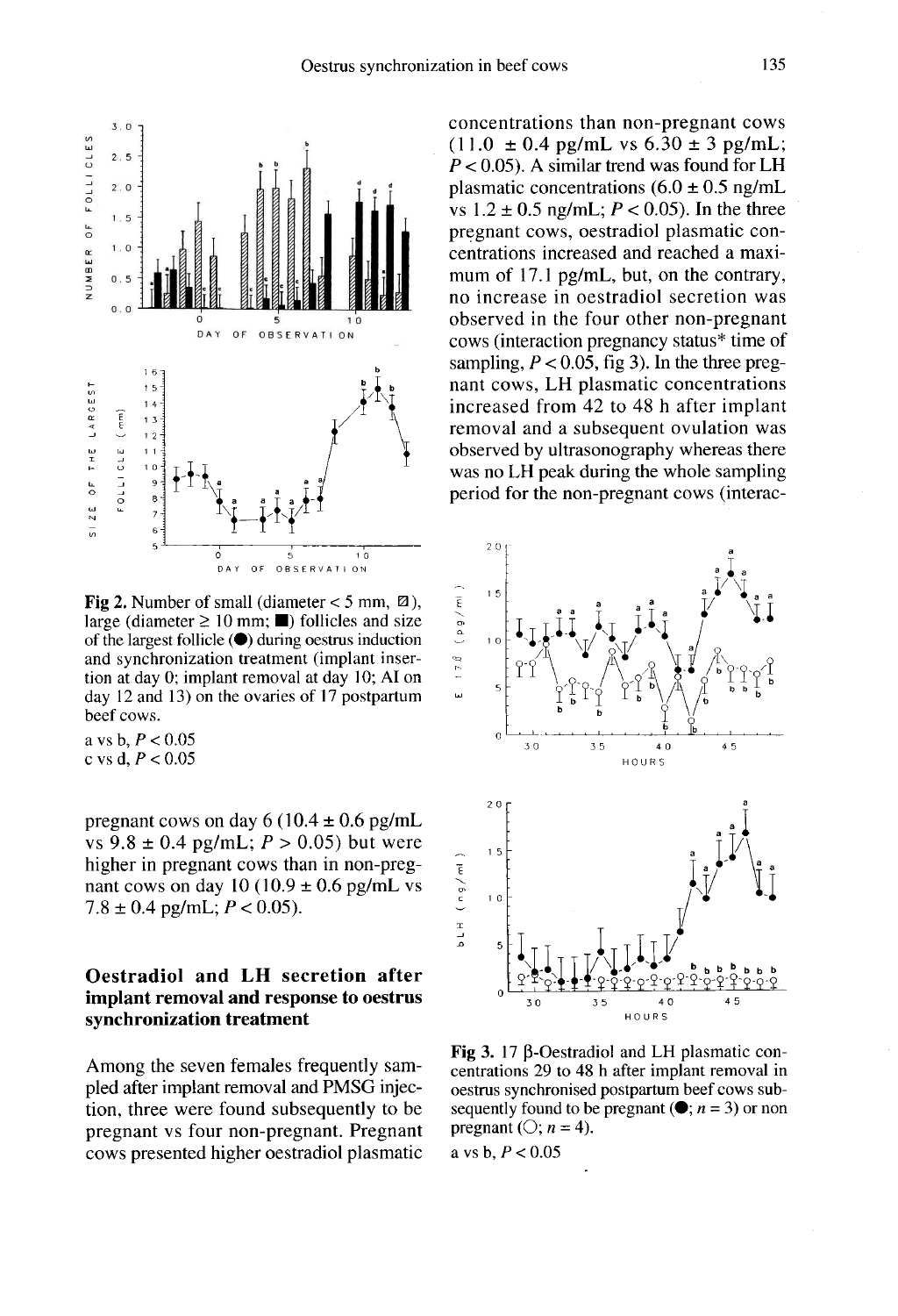NUMBER OF FOLLICLES

3.0
2.5
2.0
1.5
1.0
0.5
0.0

0 5 10

DAY OF OBSERVATION

SIZE OF THE LARGEST FOLLICLE (mm)

16
15
14
13
12
11
10
9
8
7
6
5

0 5 10

DAY OF OBSERVATION

**Fig 2.** Number of small (diameter < 5 mm, ▨), large (diameter ≥ 10 mm; ■) follicles and size of the largest follicle (●) during oestrus induction and synchronization treatment (implant insertion at day 0; implant removal at day 10; AI on day 12 and 13) on the ovaries of 17 postpartum beef cows.

a vs b, $P < 0.05$
c vs d, $P < 0.05$

pregnant cows on day 6 (10.4 ± 0.6 pg/mL vs 9.8 ± 0.4 pg/mL; $P > 0.05$) but were higher in pregnant cows than in non-pregnant cows on day 10 (10.9 ± 0.6 pg/mL vs 7.8 ± 0.4 pg/mL; $P < 0.05$).

## Oestradiol and LH secretion after implant removal and response to oestrus synchronization treatment

Among the seven females frequently sampled after implant removal and PMSG injection, three were found subsequently to be pregnant vs four non-pregnant. Pregnant cows presented higher oestradiol plasmatic concentrations than non-pregnant cows (11.0 ± 0.4 pg/mL vs 6.30 ± 3 pg/mL; $P < 0.05$). A similar trend was found for LH plasmatic concentrations (6.0 ± 0.5 ng/mL vs 1.2 ± 0.5 ng/mL; $P < 0.05$). In the three pregnant cows, oestradiol plasmatic concentrations increased and reached a maximum of 17.1 pg/mL, but, on the contrary, no increase in oestradiol secretion was observed in the four other non-pregnant cows (interaction pregnancy status* time of sampling, $P < 0.05$, fig 3). In the three pregnant cows, LH plasmatic concentrations increased from 42 to 48 h after implant removal and a subsequent ovulation was observed by ultrasonography whereas there was no LH peak during the whole sampling period for the non-pregnant cows (interac-

E 17β (pg/ml)

20
15
10
5
0

30 35 40 45

HOURS

bLH (ng/ml)

20
15
10
5
0

30 35 40 45

HOURS

**Fig 3.** 17 β-Oestradiol and LH plasmatic concentrations 29 to 48 h after implant removal in oestrus synchronised postpartum beef cows subsequently found to be pregnant (●; $n = 3$) or non pregnant (○; $n = 4$).

a vs b, $P < 0.05$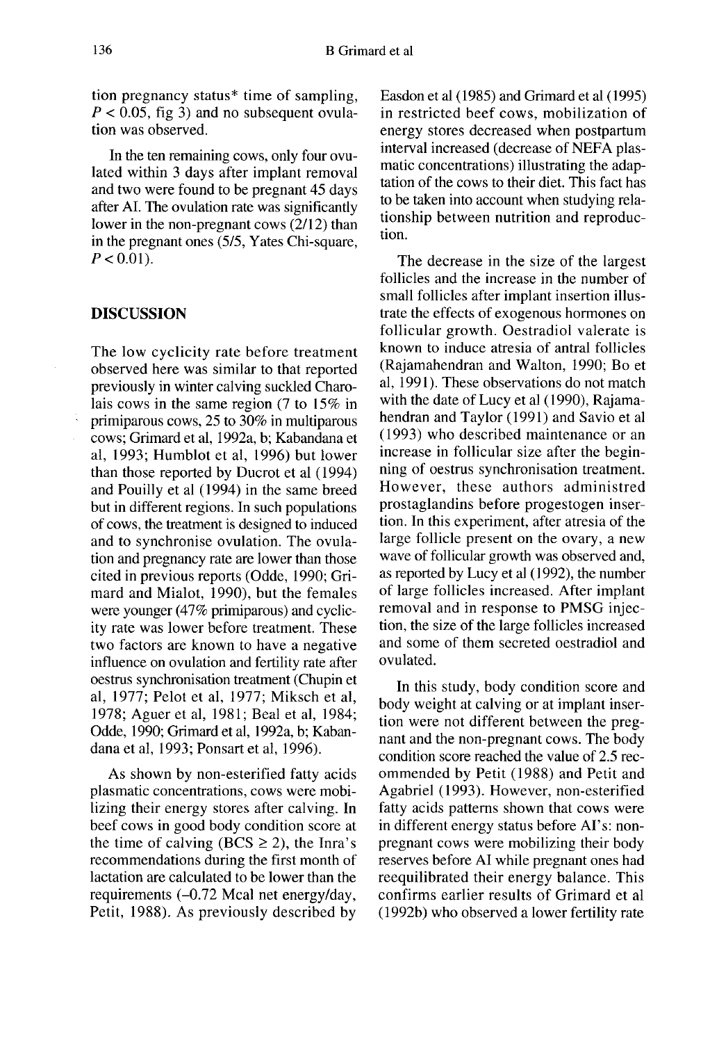tion pregnancy status* time of sampling, $P < 0.05$, fig 3) and no subsequent ovulation was observed.

In the ten remaining cows, only four ovulated within 3 days after implant removal and two were found to be pregnant 45 days after AI. The ovulation rate was significantly lower in the non-pregnant cows (2/12) than in the pregnant ones (5/5, Yates Chi-square, $P < 0.01$).

## DISCUSSION

The low cyclicity rate before treatment observed here was similar to that reported previously in winter calving suckled Charolais cows in the same region (7 to 15% in primiparous cows, 25 to 30% in multiparous cows; Grimard et al, 1992a, b; Kabandana et al, 1993; Humblot et al, 1996) but lower than those reported by Ducrot et al (1994) and Pouilly et al (1994) in the same breed but in different regions. In such populations of cows, the treatment is designed to induced and to synchronise ovulation. The ovulation and pregnancy rate are lower than those cited in previous reports (Odde, 1990; Grimard and Mialot, 1990), but the females were younger (47% primiparous) and cyclicity rate was lower before treatment. These two factors are known to have a negative influence on ovulation and fertility rate after oestrus synchronisation treatment (Chupin et al, 1977; Pelot et al, 1977; Miksch et al, 1978; Aguer et al, 1981; Beal et al, 1984; Odde, 1990; Grimard et al, 1992a, b; Kabandana et al, 1993; Ponsart et al, 1996).

As shown by non-esterified fatty acids plasmatic concentrations, cows were mobilizing their energy stores after calving. In beef cows in good body condition score at the time of calving (BCS $\geq$ 2), the Inra's recommendations during the first month of lactation are calculated to be lower than the requirements (–0.72 Mcal net energy/day, Petit, 1988). As previously described by Easdon et al (1985) and Grimard et al (1995) in restricted beef cows, mobilization of energy stores decreased when postpartum interval increased (decrease of NEFA plasmatic concentrations) illustrating the adaptation of the cows to their diet. This fact has to be taken into account when studying relationship between nutrition and reproduction.

The decrease in the size of the largest follicles and the increase in the number of small follicles after implant insertion illustrate the effects of exogenous hormones on follicular growth. Oestradiol valerate is known to induce atresia of antral follicles (Rajamahendran and Walton, 1990; Bo et al, 1991). These observations do not match with the date of Lucy et al (1990), Rajamahendran and Taylor (1991) and Savio et al (1993) who described maintenance or an increase in follicular size after the beginning of oestrus synchronisation treatment. However, these authors administred prostaglandins before progestogen insertion. In this experiment, after atresia of the large follicle present on the ovary, a new wave of follicular growth was observed and, as reported by Lucy et al (1992), the number of large follicles increased. After implant removal and in response to PMSG injection, the size of the large follicles increased and some of them secreted oestradiol and ovulated.

In this study, body condition score and body weight at calving or at implant insertion were not different between the pregnant and the non-pregnant cows. The body condition score reached the value of 2.5 recommended by Petit (1988) and Petit and Agabriel (1993). However, non-esterified fatty acids patterns shown that cows were in different energy status before AI's: non-pregnant cows were mobilizing their body reserves before AI while pregnant ones had reequilibrated their energy balance. This confirms earlier results of Grimard et al (1992b) who observed a lower fertility rate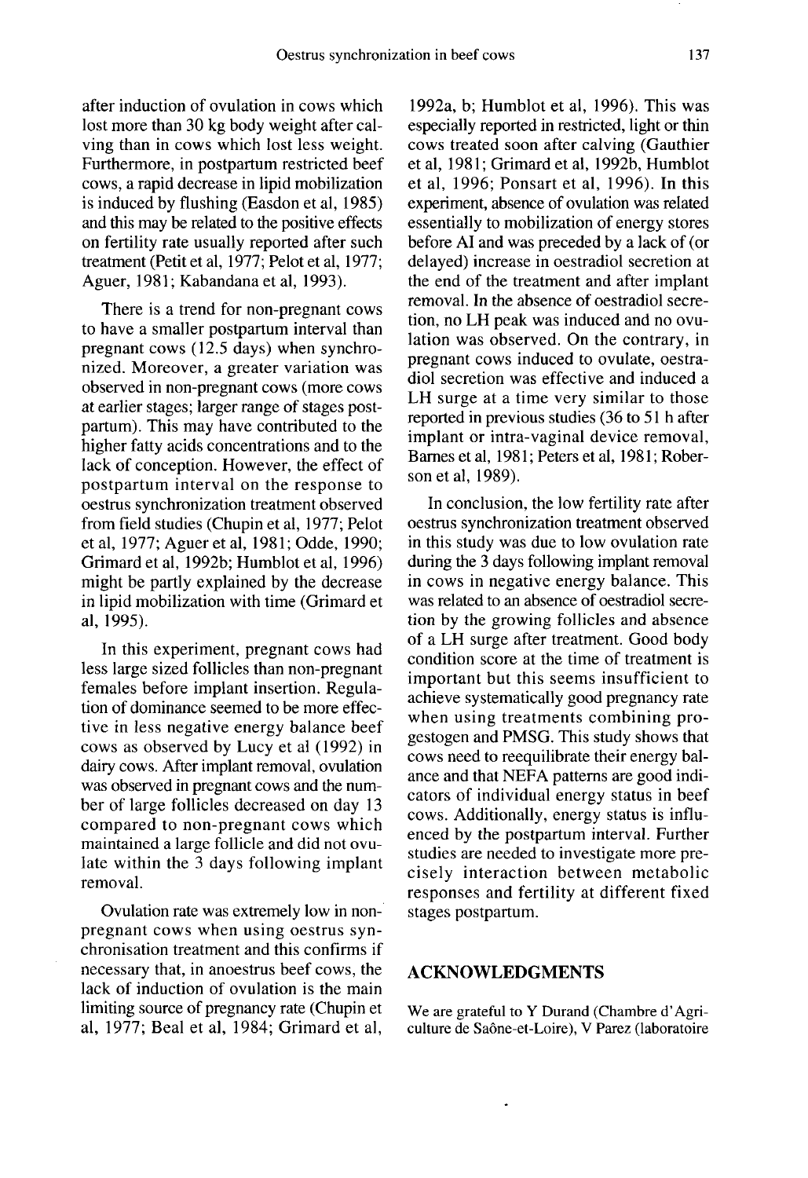after induction of ovulation in cows which lost more than 30 kg body weight after calving than in cows which lost less weight. Furthermore, in postpartum restricted beef cows, a rapid decrease in lipid mobilization is induced by flushing (Easdon et al, 1985) and this may be related to the positive effects on fertility rate usually reported after such treatment (Petit et al, 1977; Pelot et al, 1977; Aguer, 1981; Kabandana et al, 1993).

There is a trend for non-pregnant cows to have a smaller postpartum interval than pregnant cows (12.5 days) when synchronized. Moreover, a greater variation was observed in non-pregnant cows (more cows at earlier stages; larger range of stages postpartum). This may have contributed to the higher fatty acids concentrations and to the lack of conception. However, the effect of postpartum interval on the response to oestrus synchronization treatment observed from field studies (Chupin et al, 1977; Pelot et al, 1977; Aguer et al, 1981; Odde, 1990; Grimard et al, 1992b; Humblot et al, 1996) might be partly explained by the decrease in lipid mobilization with time (Grimard et al, 1995).

In this experiment, pregnant cows had less large sized follicles than non-pregnant females before implant insertion. Regulation of dominance seemed to be more effective in less negative energy balance beef cows as observed by Lucy et al (1992) in dairy cows. After implant removal, ovulation was observed in pregnant cows and the number of large follicles decreased on day 13 compared to non-pregnant cows which maintained a large follicle and did not ovulate within the 3 days following implant removal.

Ovulation rate was extremely low in non-pregnant cows when using oestrus synchronisation treatment and this confirms if necessary that, in anoestrus beef cows, the lack of induction of ovulation is the main limiting source of pregnancy rate (Chupin et al, 1977; Beal et al, 1984; Grimard et al, 1992a, b; Humblot et al, 1996). This was especially reported in restricted, light or thin cows treated soon after calving (Gauthier et al, 1981; Grimard et al, 1992b, Humblot et al, 1996; Ponsart et al, 1996). In this experiment, absence of ovulation was related essentially to mobilization of energy stores before AI and was preceded by a lack of (or delayed) increase in oestradiol secretion at the end of the treatment and after implant removal. In the absence of oestradiol secretion, no LH peak was induced and no ovulation was observed. On the contrary, in pregnant cows induced to ovulate, oestradiol secretion was effective and induced a LH surge at a time very similar to those reported in previous studies (36 to 51 h after implant or intra-vaginal device removal, Barnes et al, 1981; Peters et al, 1981; Roberson et al, 1989).

In conclusion, the low fertility rate after oestrus synchronization treatment observed in this study was due to low ovulation rate during the 3 days following implant removal in cows in negative energy balance. This was related to an absence of oestradiol secretion by the growing follicles and absence of a LH surge after treatment. Good body condition score at the time of treatment is important but this seems insufficient to achieve systematically good pregnancy rate when using treatments combining progestogen and PMSG. This study shows that cows need to reequilibrate their energy balance and that NEFA patterns are good indicators of individual energy status in beef cows. Additionally, energy status is influenced by the postpartum interval. Further studies are needed to investigate more precisely interaction between metabolic responses and fertility at different fixed stages postpartum.

## ACKNOWLEDGMENTS

We are grateful to Y Durand (Chambre d'Agriculture de Saône-et-Loire), V Parez (laboratoire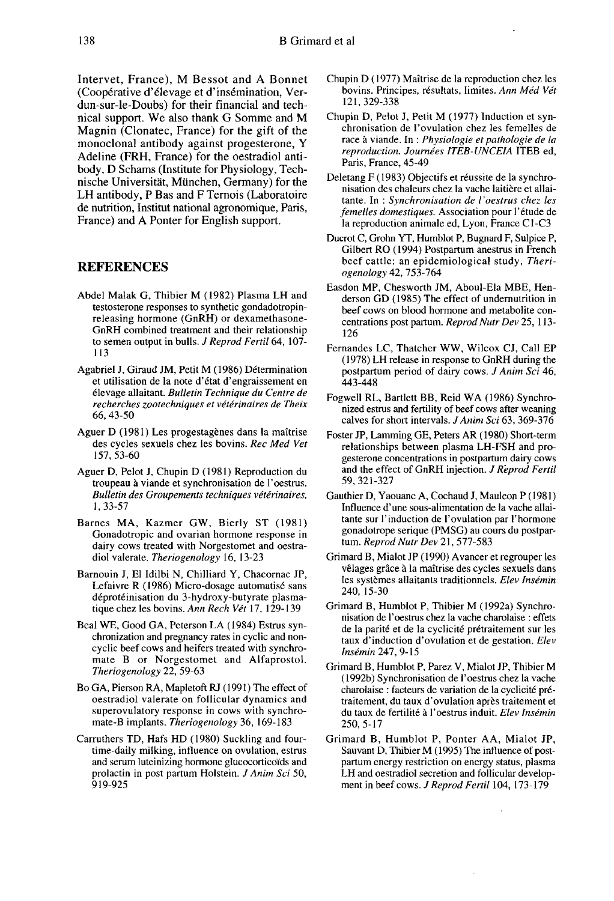Intervet, France), M Bessot and A Bonnet (Coopérative d'élevage et d'insémination, Verdun-sur-le-Doubs) for their financial and technical support. We also thank G Somme and M Magnin (Clonatec, France) for the gift of the monoclonal antibody against progesterone, Y Adeline (FRH, France) for the oestradiol antibody, D Schams (Institute for Physiology, Technische Universität, München, Germany) for the LH antibody, P Bas and F Ternois (Laboratoire de nutrition, Institut national agronomique, Paris, France) and A Ponter for English support.

## REFERENCES

Abdel Malak G, Thibier M (1982) Plasma LH and testosterone responses to synthetic gondadotropin-releasing hormone (GnRH) or dexamethasone-GnRH combined treatment and their relationship to semen output in bulls. *J Reprod Fertil* 64, 107-113

Agabriel J, Giraud JM, Petit M (1986) Détermination et utilisation de la note d'état d'engraissement en élevage allaitant. *Bulletin Technique du Centre de recherches zootechniques et vétérinaires de Theix* 66, 43-50

Aguer D (1981) Les progestagènes dans la maîtrise des cycles sexuels chez les bovins. *Rec Med Vet* 157, 53-60

Aguer D, Pelot J, Chupin D (1981) Reproduction du troupeau à viande et synchronisation de l'oestrus. *Bulletin des Groupements techniques vétérinaires*, 1, 33-57

Barnes MA, Kazmer GW, Bierly ST (1981) Gonadotropic and ovarian hormone response in dairy cows treated with Norgestomet and oestradiol valerate. *Theriogenology* 16, 13-23

Barnouin J, El Idilbi N, Chilliard Y, Chacornac JP, Lefaivre R (1986) Micro-dosage automatisé sans déprotéinisation du 3-hydroxy-butyrate plasmatique chez les bovins. *Ann Rech Vét* 17, 129-139

Beal WE, Good GA, Peterson LA (1984) Estrus synchronization and pregnancy rates in cyclic and noncyclic beef cows and heifers treated with synchromate B or Norgestomet and Alfaprostol. *Theriogenology* 22, 59-63

Bo GA, Pierson RA, Mapletoft RJ (1991) The effect of oestradiol valerate on follicular dynamics and superovulatory response in cows with synchromate-B implants. *Theriogenology* 36, 169-183

Carruthers TD, Hafs HD (1980) Suckling and four-time-daily milking, influence on ovulation, estrus and serum luteinizing hormone glucocorticoïds and prolactin in post partum Holstein. *J Anim Sci* 50, 919-925

Chupin D (1977) Maîtrise de la reproduction chez les bovins. Principes, résultats, limites. *Ann Méd Vét* 121, 329-338

Chupin D, Pelot J, Petit M (1977) Induction et synchronisation de l'ovulation chez les femelles de race à viande. In : *Physiologie et pathologie de la reproduction. Journées ITEB-UNCEIA* ITEB ed, Paris, France, 45-49

Deletang F (1983) Objectifs et réussite de la synchronisation des chaleurs chez la vache laitière et allaitante. In : *Synchronisation de l'oestrus chez les femelles domestiques.* Association pour l'étude de la reproduction animale ed, Lyon, France C1-C3

Ducrot C, Grohn YT, Humblot P, Bugnard F, Sulpice P, Gilbert RO (1994) Postpartum anestrus in French beef cattle: an epidemiological study, *Theriogenology* 42, 753-764

Easdon MP, Chesworth JM, Aboul-Ela MBE, Henderson GD (1985) The effect of undernutrition in beef cows on blood hormone and metabolite concentrations post partum. *Reprod Nutr Dev* 25, 113-126

Fernandes LC, Thatcher WW, Wilcox CJ, Call EP (1978) LH release in response to GnRH during the postpartum period of dairy cows. *J Anim Sci* 46, 443-448

Fogwell RL, Bartlett BB, Reid WA (1986) Synchronized estrus and fertility of beef cows after weaning calves for short intervals. *J Anim Sci* 63, 369-376

Foster JP, Lamming GE, Peters AR (1980) Short-term relationships between plasma LH-FSH and progesterone concentrations in postpartum dairy cows and the effect of GnRH injection. *J Reprod Fertil* 59, 321-327

Gauthier D, Yaouanc A, Cochaud J, Mauleon P (1981) Influence d'une sous-alimentation de la vache allaitante sur l'induction de l'ovulation par l'hormone gonadotrope serique (PMSG) au cours du postpartum. *Reprod Nutr Dev* 21, 577-583

Grimard B, Mialot JP (1990) Avancer et regrouper les vêlages grâce à la maîtrise des cycles sexuels dans les systèmes allaitants traditionnels. *Elev Insémin* 240, 15-30

Grimard B, Humblot P, Thibier M (1992a) Synchronisation de l'oestrus chez la vache charolaise : effets de la parité et de la cyclicité prétraitement sur les taux d'induction d'ovulation et de gestation. *Elev Insémin* 247, 9-15

Grimard B, Humblot P, Parez V, Mialot JP, Thibier M (1992b) Synchronisation de l'oestrus chez la vache charolaise : facteurs de variation de la cyclicité prétraitement, du taux d'ovulation après traitement et du taux de fertilité à l'oestrus induit. *Elev Insémin* 250, 5-17

Grimard B, Humblot P, Ponter AA, Mialot JP, Sauvant D, Thibier M (1995) The influence of postpartum energy restriction on energy status, plasma LH and oestradiol secretion and follicular development in beef cows. *J Reprod Fertil* 104, 173-179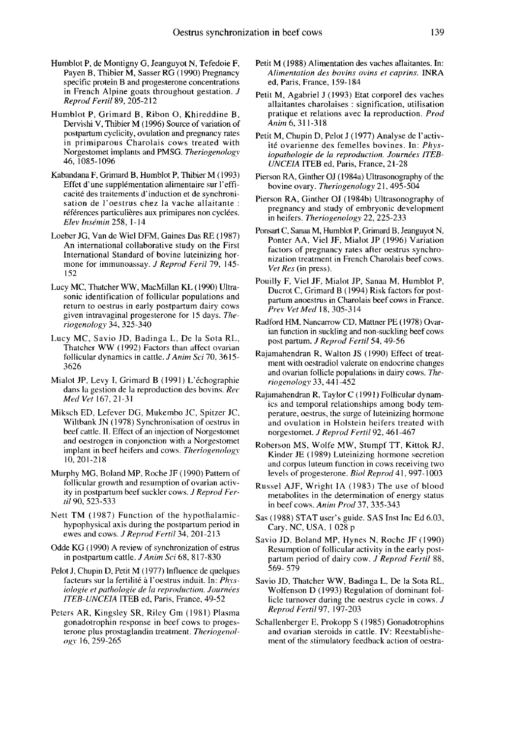Humblot P, de Montigny G, Jeanguyot N, Tefedoie F, Payen B, Thibier M, Sasser RG (1990) Pregnancy specific protein B and progesterone concentrations in French Alpine goats throughout gestation. *J Reprod Fertil* 89, 205-212

Humblot P, Grimard B, Ribon O, Khireddine B, Dervishi V, Thibier M (1996) Source of variation of postpartum cyclicity, ovulation and pregnancy rates in primiparous Charolais cows treated with Norgestomet implants and PMSG. *Theriogenology* 46, 1085-1096

Kabandana F, Grimard B, Humblot P, Thibier M (1993) Effet d'une supplémentation alimentaire sur l'efficacité des traitements d'induction et de synchronisation de l'oestrus chez la vache allaitante : références particulières aux primipares non cyclées. *Elev Insémin* 258, 1-14

Loeber JG, Van de Wiel DFM, Gaines Das RE (1987) An international collaborative study on the First International Standard of bovine luteinizing hormone for immunoassay. *J Reprod Feril* 79, 145-152

Lucy MC, Thatcher WW, MacMillan KL (1990) Ultrasonic identification of follicular populations and return to oestrus in early postpartum dairy cows given intravaginal progesterone for 15 days. *Theriogenology* 34, 325-340

Lucy MC, Savio JD, Badinga L, De la Sota RL, Thatcher WW (1992) Factors than affect ovarian follicular dynamics in cattle. *J Anim Sci* 70, 3615-3626

Mialot JP, Levy I, Grimard B (1991) L'échographie dans la gestion de la reproduction des bovins. *Rec Med Vet* 167, 21-31

Miksch ED, Lefever DG, Mukembo JC, Spitzer JC, Wiltbank JN (1978) Synchronisation of oestrus in beef cattle. II. Effect of an injection of Norgestomet and oestrogen in conjonction with a Norgestomet implant in beef heifers and cows. *Theriogenology* 10, 201-218

Murphy MG, Boland MP, Roche JF (1990) Pattern of follicular growth and resumption of ovarian activity in postpartum beef suckler cows. *J Reprod Fertil* 90, 523-533

Nett TM (1987) Function of the hypothalamic-hypophysical axis during the postpartum period in ewes and cows. *J Reprod Fertil* 34, 201-213

Odde KG (1990) A review of synchronization of estrus in postpartum cattle. *J Anim Sci* 68, 817-830

Pelot J, Chupin D, Petit M (1977) Influence de quelques facteurs sur la fertilité à l'oestrus induit. In: *Physiologie et pathologie de la reproduction. Journées ITEB-UNCEIA* ITEB ed, Paris, France, 49-52

Peters AR, Kingsley SR, Riley Gm (1981) Plasma gonadotrophin response in beef cows to progesterone plus prostaglandin treatment. *Theriogenology* 16, 259-265

Petit M (1988) Alimentation des vaches allaitantes. In: *Alimentation des bovins ovins et caprins.* INRA ed, Paris, France, 159-184

Petit M, Agabriel J (1993) Etat corporel des vaches allaitantes charolaises : signification, utilisation pratique et relations avec la reproduction. *Prod Anim* 6, 311-318

Petit M, Chupin D, Pelot J (1977) Analyse de l'activité ovarienne des femelles bovines. In: *Physiopathologie de la reproduction. Journées ITEB-UNCEIA* ITEB ed, Paris, France, 21-28

Pierson RA, Ginther OJ (1984a) Ultrasonography of the bovine ovary. *Theriogenology* 21, 495-504

Pierson RA, Ginther OJ (1984b) Ultrasonography of pregnancy and study of embryonic development in heifers. *Theriogenology* 22, 225-233

Ponsart C, Sanaa M, Humblot P, Grimard B, Jeanguyot N, Ponter AA, Viel JF, Mialot JP (1996) Variation factors of pregnancy rates after oestrus synchronization treatment in French Charolais beef cows. *Vet Res* (in press).

Pouilly F, Viel JF, Mialot JP, Sanaa M, Humblot P, Ducrot C, Grimard B (1994) Risk factors for postpartum anoestrus in Charolais beef cows in France. *Prev Vet Med* 18, 305-314

Radford HM, Nancarrow CD, Mattner PE (1978) Ovarian function in suckling and non-suckling beef cows post partum. *J Reprod Fertil* 54, 49-56

Rajamahendran R, Walton JS (1990) Effect of treatment with oestradiol valerate on endocrine changes and ovarian follicle populations in dairy cows. *Theriogenology* 33, 441-452

Rajamahendran R, Taylor C (1991) Follicular dynamics and temporal relationships among body temperature, oestrus, the surge of luteinizing hormone and ovulation in Holstein heifers treated with norgestomet. *J Reprod Fertil* 92, 461-467

Roberson MS, Wolfe MW, Stumpf TT, Kittok RJ, Kinder JE (1989) Luteinizing hormone secretion and corpus luteum function in cows receiving two levels of progesterone. *Biol Reprod* 41, 997-1003

Russel AJF, Wright IA (1983) The use of blood metabolites in the determination of energy status in beef cows. *Anim Prod* 37, 335-343

Sas (1988) STAT user's guide. SAS Inst Inc Ed 6.03, Cary, NC, USA, 1 028 p

Savio JD, Boland MP, Hynes N, Roche JF (1990) Resumption of follicular activity in the early postpartum period of dairy cow. *J Reprod Fertil* 88, 569-579

Savio JD, Thatcher WW, Badinga L, De la Sota RL, Wolfenson D (1993) Regulation of dominant follicle turnover during the oestrus cycle in cows. *J Reprod Fertil* 97, 197-203

Schallenberger E, Prokopp S (1985) Gonadotrophins and ovarian steroids in cattle. IV: Reestablishement of the stimulatory feedback action of oestra-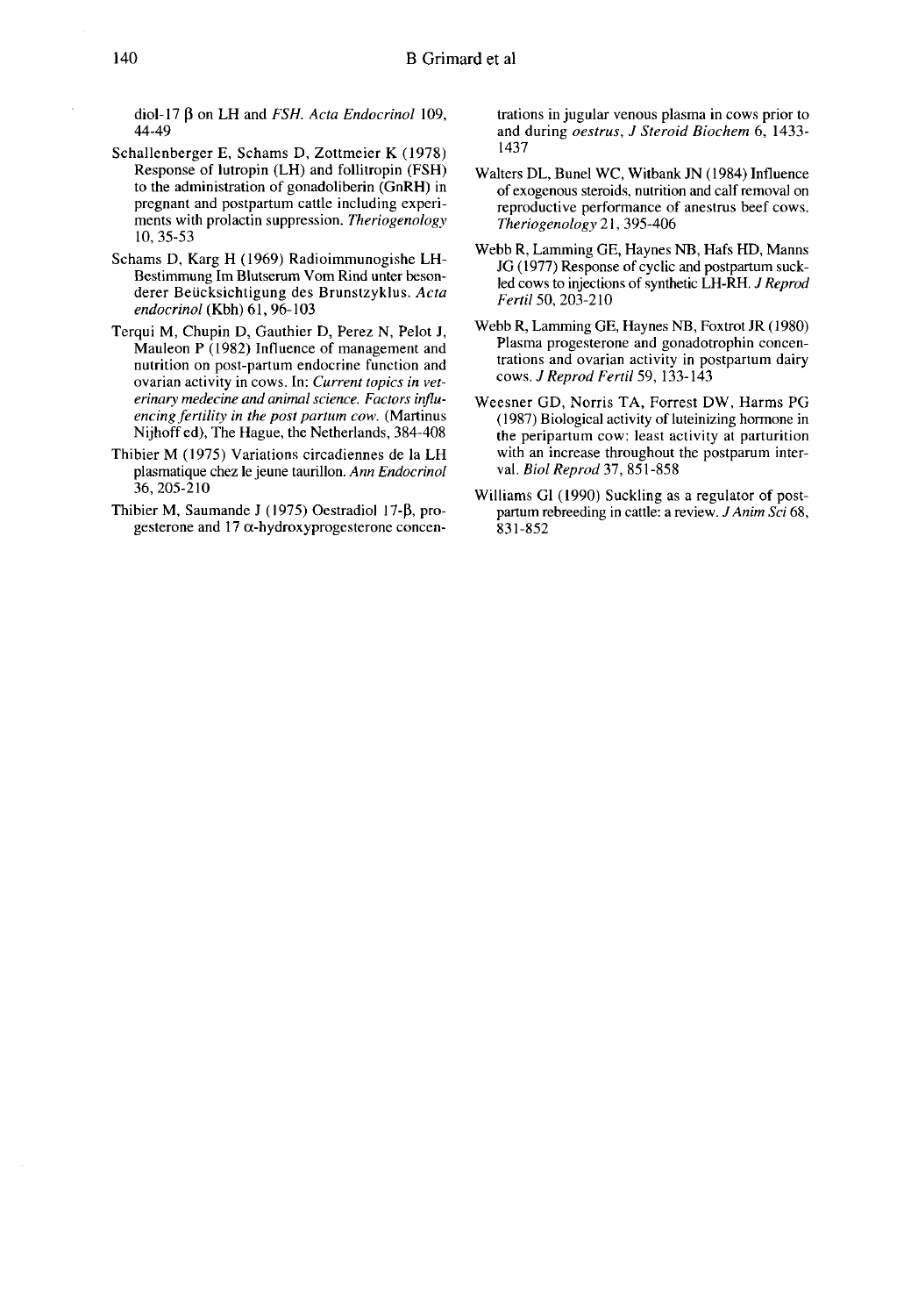diol-17 β on LH and *FSH. Acta Endocrinol* 109, 44-49

Schallenberger E, Schams D, Zottmeier K (1978) Response of lutropin (LH) and follitropin (FSH) to the administration of gonadoliberin (GnRH) in pregnant and postpartum cattle including experiments with prolactin suppression. *Theriogenology* 10, 35-53

Schams D, Karg H (1969) Radioimmunogishe LH-Bestimmung Im Blutserum Vom Rind unter besonderer Beücksichtigung des Brunstzyklus. *Acta endocrinol* (Kbh) 61, 96-103

Terqui M, Chupin D, Gauthier D, Perez N, Pelot J, Mauleon P (1982) Influence of management and nutrition on post-partum endocrine function and ovarian activity in cows. In: *Current topics in veterinary medecine and animal science. Factors influencing fertility in the post partum cow.* (Martinus Nijhoff ed), The Hague, the Netherlands, 384-408

Thibier M (1975) Variations circadiennes de la LH plasmatique chez le jeune taurillon. *Ann Endocrinol* 36, 205-210

Thibier M, Saumande J (1975) Oestradiol 17-β, progesterone and 17 α-hydroxyprogesterone concentrations in jugular venous plasma in cows prior to and during *oestrus, J Steroid Biochem* 6, 1433-1437

Walters DL, Bunel WC, Witbank JN (1984) Influence of exogenous steroids, nutrition and calf removal on reproductive performance of anestrus beef cows. *Theriogenology* 21, 395-406

Webb R, Lamming GE, Haynes NB, Hafs HD, Manns JG (1977) Response of cyclic and postpartum suckled cows to injections of synthetic LH-RH. *J Reprod Fertil* 50, 203-210

Webb R, Lamming GE, Haynes NB, Foxtrot JR (1980) Plasma progesterone and gonadotrophin concentrations and ovarian activity in postpartum dairy cows. *J Reprod Fertil* 59, 133-143

Weesner GD, Norris TA, Forrest DW, Harms PG (1987) Biological activity of luteinizing hormone in the peripartum cow: least activity at parturition with an increase throughout the postparum interval. *Biol Reprod* 37, 851-858

Williams GI (1990) Suckling as a regulator of postpartum rebreeding in cattle: a review. *J Anim Sci* 68, 831-852